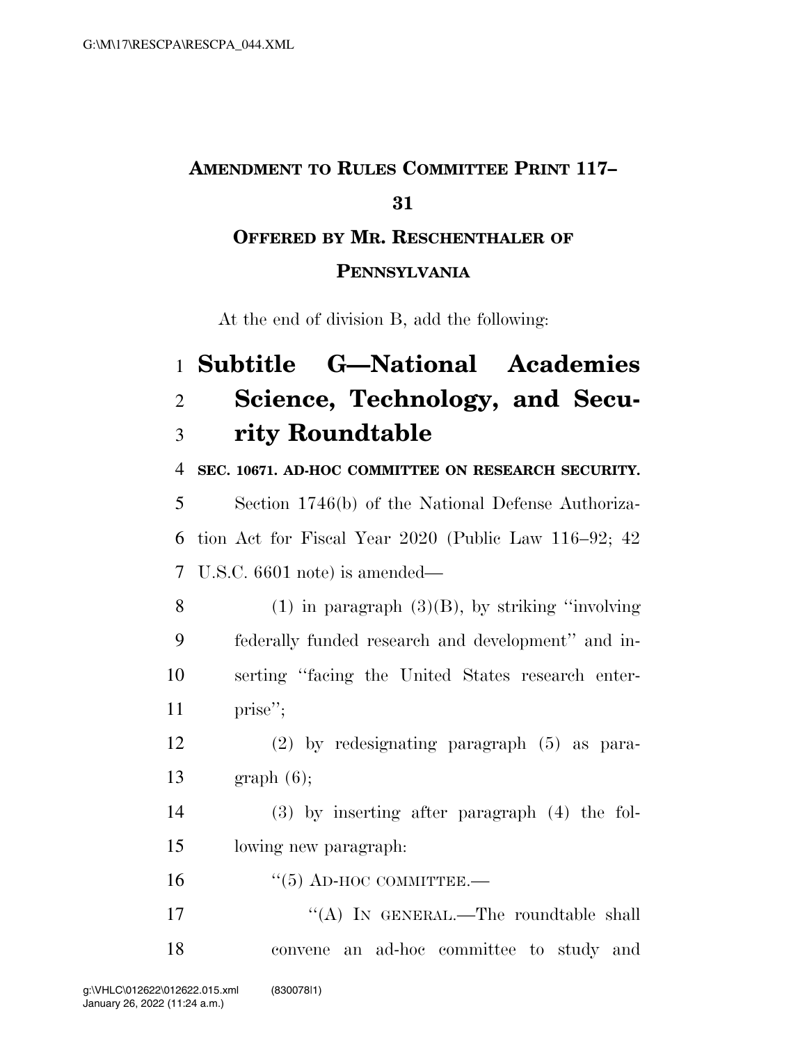# AMENDMENT TO RULES COMMITTEE PRINT 117–31

## OFFERED BY MR. RESCHENTHALER OF PENNSYLVANIA

At the end of division B, add the following:

## Subtitle G—National Academies Science, Technology, and Security Roundtable

**SEC. 10671. AD-HOC COMMITTEE ON RESEARCH SECURITY.**

Section 1746(b) of the National Defense Authorization Act for Fiscal Year 2020 (Public Law 116–92; 42 U.S.C. 6601 note) is amended—

(1) in paragraph (3)(B), by striking ''involving federally funded research and development'' and inserting ''facing the United States research enterprise'';

(2) by redesignating paragraph (5) as paragraph (6);

(3) by inserting after paragraph (4) the following new paragraph:

''(5) AD-HOC COMMITTEE.—

''(A) IN GENERAL.—The roundtable shall convene an ad-hoc committee to study and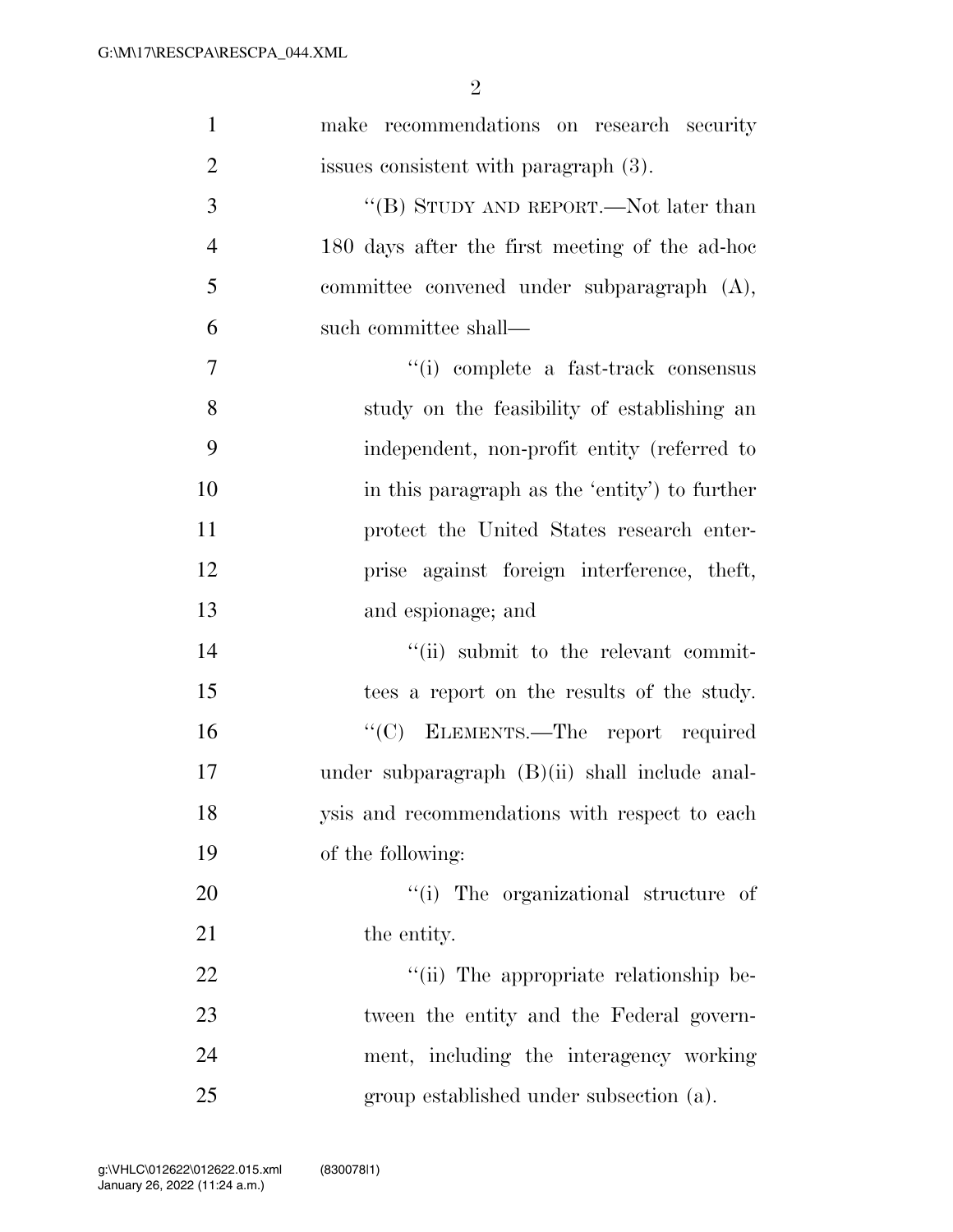make recommendations on research security issues consistent with paragraph (3).

“(B) STUDY AND REPORT.—Not later than 180 days after the first meeting of the ad-hoc committee convened under subparagraph (A), such committee shall—

“(i) complete a fast-track consensus study on the feasibility of establishing an independent, non-profit entity (referred to in this paragraph as the ‘entity’) to further protect the United States research enterprise against foreign interference, theft, and espionage; and

“(ii) submit to the relevant committees a report on the results of the study.

“(C) ELEMENTS.—The report required under subparagraph (B)(ii) shall include analysis and recommendations with respect to each of the following:

“(i) The organizational structure of the entity.

“(ii) The appropriate relationship between the entity and the Federal government, including the interagency working group established under subsection (a).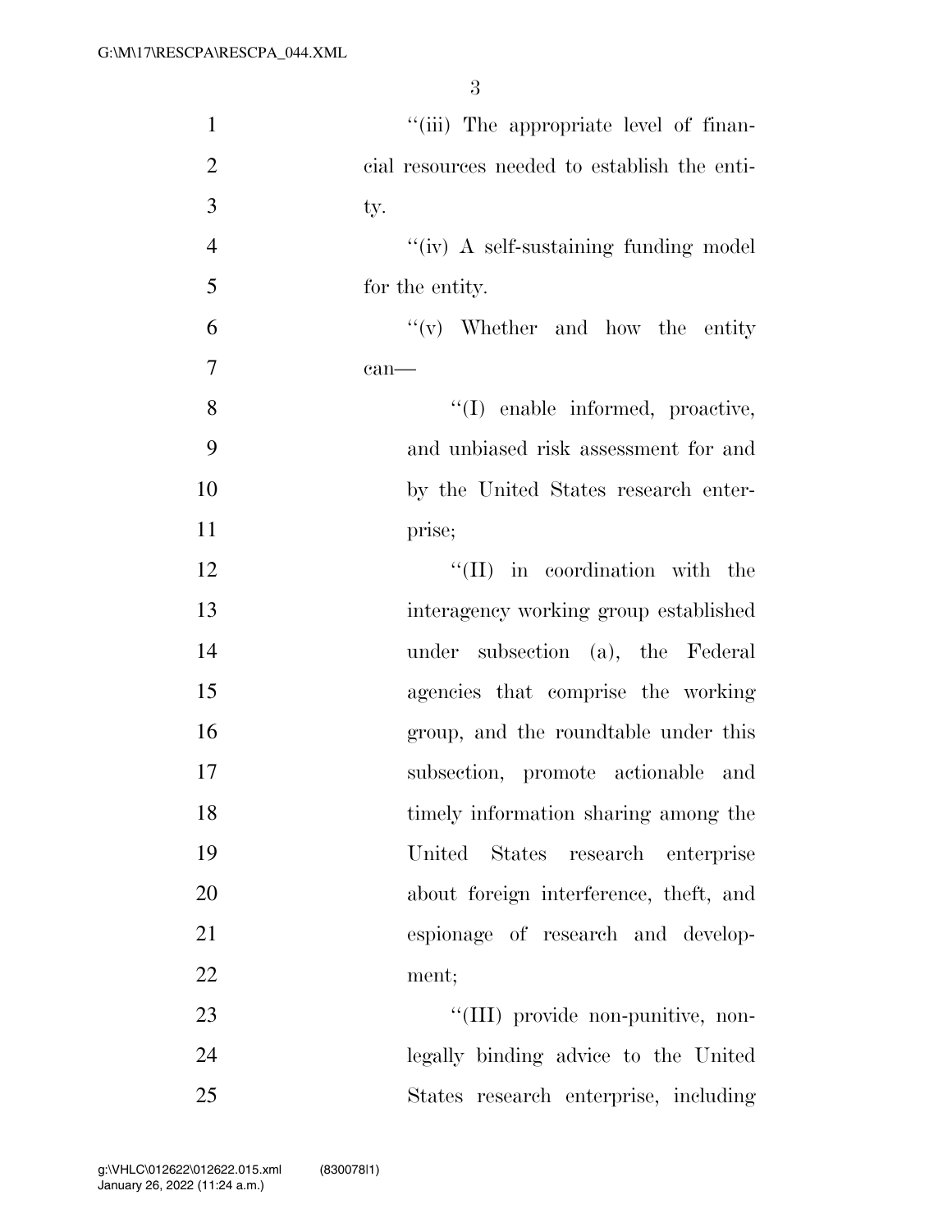"(iii) The appropriate level of financial resources needed to establish the entity.

"(iv) A self-sustaining funding model for the entity.

"(v) Whether and how the entity can—

"(I) enable informed, proactive, and unbiased risk assessment for and by the United States research enterprise;

"(II) in coordination with the interagency working group established under subsection (a), the Federal agencies that comprise the working group, and the roundtable under this subsection, promote actionable and timely information sharing among the United States research enterprise about foreign interference, theft, and espionage of research and development;

"(III) provide non-punitive, non-legally binding advice to the United States research enterprise, including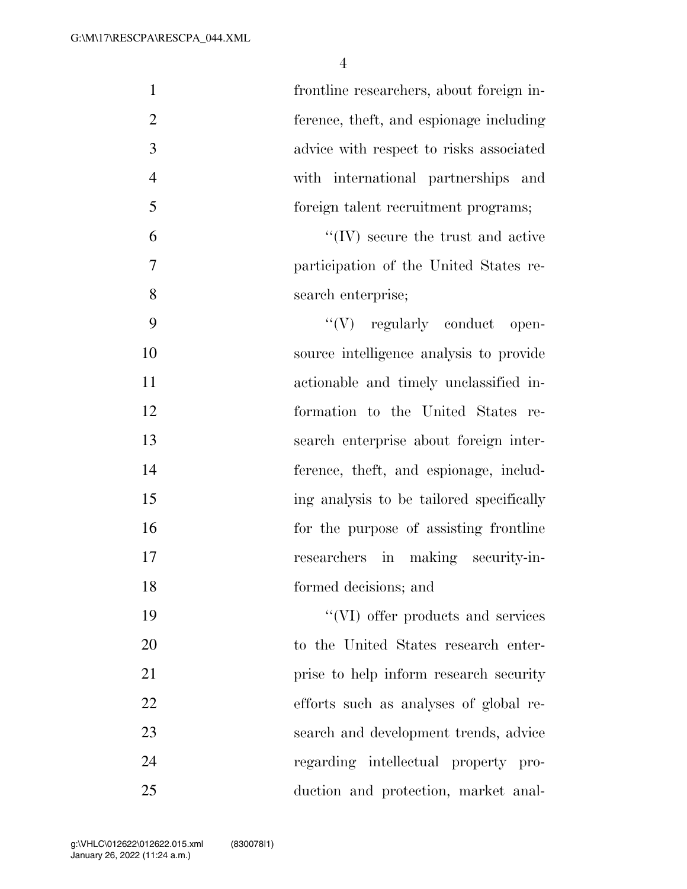frontline researchers, about foreign interference, theft, and espionage including advice with respect to risks associated with international partnerships and foreign talent recruitment programs;

"(IV) secure the trust and active participation of the United States research enterprise;

"(V) regularly conduct open-source intelligence analysis to provide actionable and timely unclassified information to the United States research enterprise about foreign interference, theft, and espionage, including analysis to be tailored specifically for the purpose of assisting frontline researchers in making security-informed decisions; and

"(VI) offer products and services to the United States research enterprise to help inform research security efforts such as analyses of global research and development trends, advice regarding intellectual property production and protection, market anal-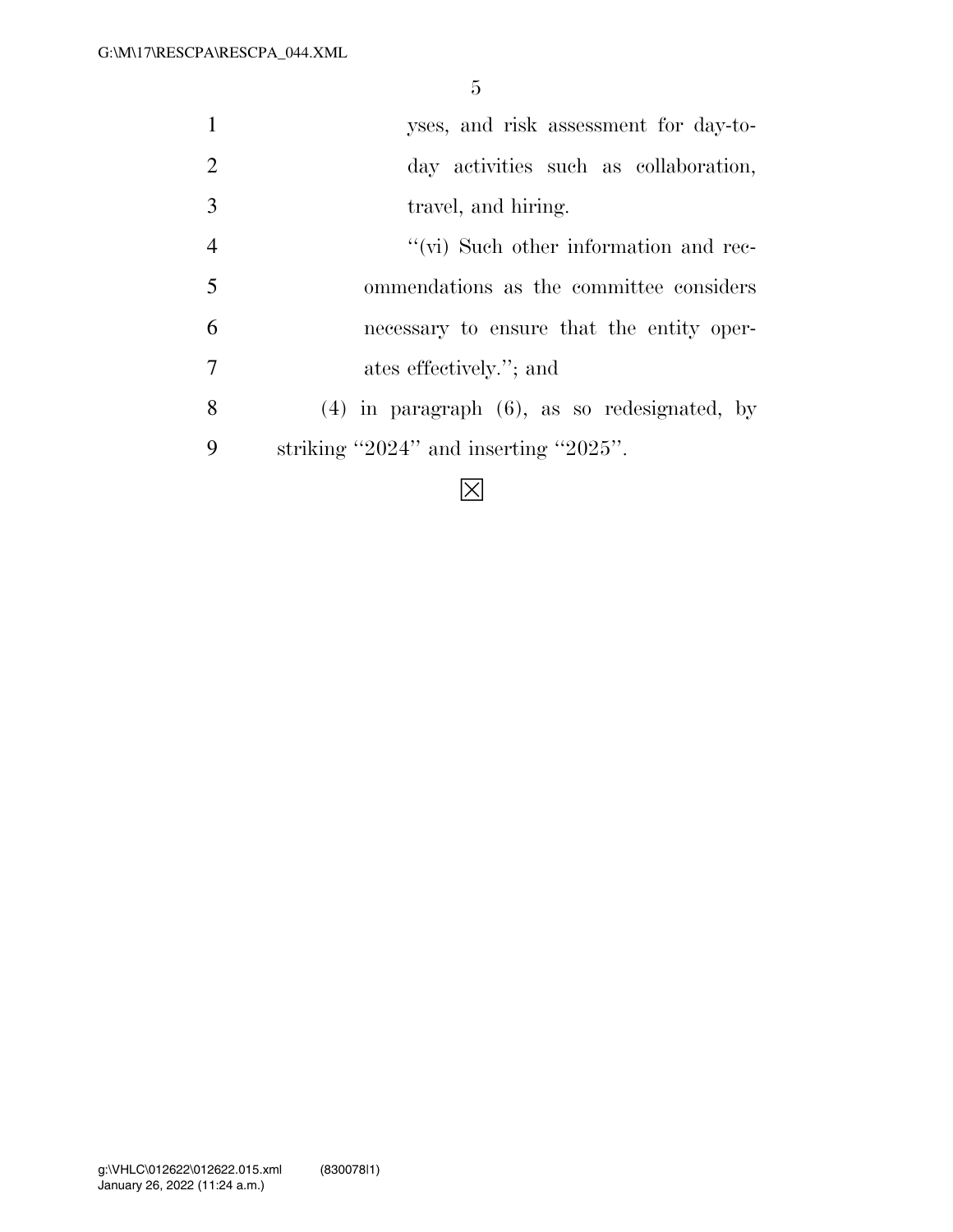yses, and risk assessment for day-to-day activities such as collaboration, travel, and hiring.

"(vi) Such other information and recommendations as the committee considers necessary to ensure that the entity operates effectively."; and

(4) in paragraph (6), as so redesignated, by striking "2024" and inserting "2025".

☒